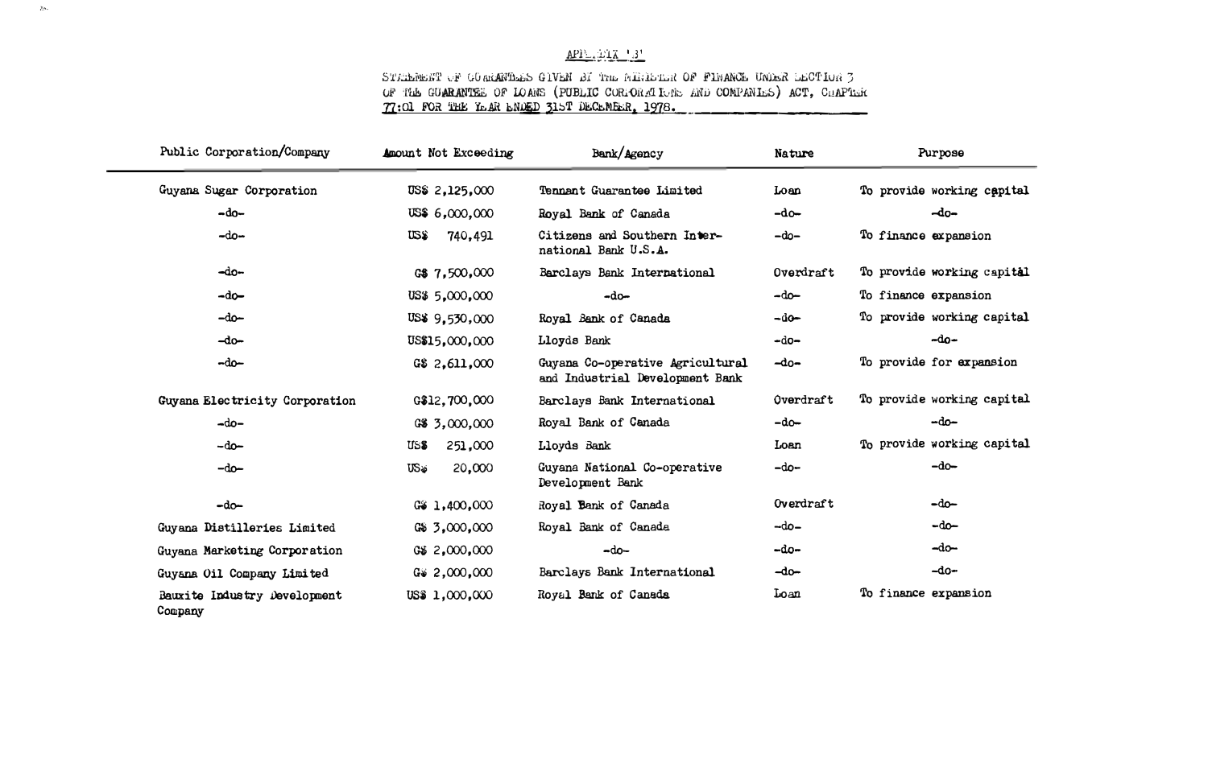# APPENDIX 'B'

## STATEMENT OF GUARANTEES GIVEN BY THE MINISTER OF FINANCE UNDER SECTION 3 OF THE GUARANTEE OF LOANS (PUBLIC CORPORATIONS AND COMPANIES) ACT, CHAPTER 77:01 FOR THE YEAR ENDED 31ST DECEMBER, 1978.

| Public Corporation/Company | Amount Not Exceeding | Bank/Agency | Nature | Purpose |
|---|---|---|---|---|
| Guyana Sugar Corporation | US$ 2,125,000 | Tennant Guarantee Limited | Loan | To provide working capital |
| -do- | US$ 6,000,000 | Royal Bank of Canada | -do- | -do- |
| -do- | US$ 740,491 | Citizens and Southern International Bank U.S.A. | -do- | To finance expansion |
| -do- | G$ 7,500,000 | Barclays Bank International | Overdraft | To provide working capital |
| -do- | US$ 5,000,000 | -do- | -do- | To finance expansion |
| -do- | US$ 9,530,000 | Royal Bank of Canada | -do- | To provide working capital |
| -do- | US$15,000,000 | Lloyds Bank | -do- | -do- |
| -do- | G$ 2,611,000 | Guyana Co-operative Agricultural and Industrial Development Bank | -do- | To provide for expansion |
| Guyana Electricity Corporation | G$12,700,000 | Barclays Bank International | Overdraft | To provide working capital |
| -do- | G$ 3,000,000 | Royal Bank of Canada | -do- | -do- |
| -do- | US$ 251,000 | Lloyds Bank | Loan | To provide working capital |
| -do- | US$ 20,000 | Guyana National Co-operative Development Bank | -do- | -do- |
| -do- | G$ 1,400,000 | Royal Bank of Canada | Overdraft | -do- |
| Guyana Distilleries Limited | G$ 3,000,000 | Royal Bank of Canada | -do- | -do- |
| Guyana Marketing Corporation | G$ 2,000,000 | -do- | -do- | -do- |
| Guyana Oil Company Limited | G$ 2,000,000 | Barclays Bank International | -do- | -do- |
| Bauxite Industry Development Company | US$ 1,000,000 | Royal Bank of Canada | Loan | To finance expansion |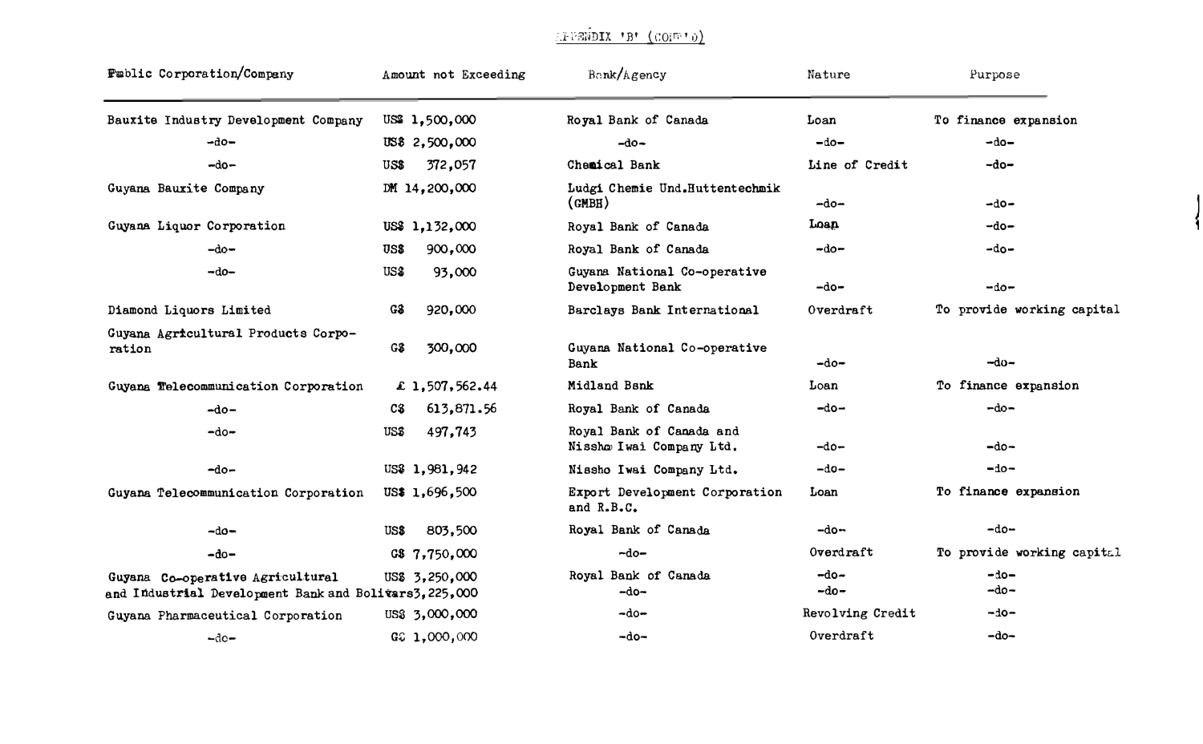APPENDIX 'B' (CONT'D)

| Public Corporation/Company | Amount not Exceeding | Bank/Agency | Nature | Purpose |
|---|---|---|---|---|
| Bauxite Industry Development Company | US$ 1,500,000 | Royal Bank of Canada | Loan | To finance expansion |
| -do- | US$ 2,500,000 | -do- | -do- | -do- |
| -do- | US$ 372,057 | Chemical Bank | Line of Credit | -do- |
| Guyana Bauxite Company | DM 14,200,000 | Ludgi Chemie Und.Huttentechmik (GMBH) | -do- | -do- |
| Guyana Liquor Corporation | US$ 1,132,000 | Royal Bank of Canada | Loan | -do- |
| -do- | US$ 900,000 | Royal Bank of Canada | -do- | -do- |
| -do- | US$ 93,000 | Guyana National Co-operative Development Bank | -do- | -do- |
| Diamond Liquors Limited | G$ 920,000 | Barclays Bank International | Overdraft | To provide working capital |
| Guyana Agricultural Products Corporation | G$ 300,000 | Guyana National Co-operative Bank | -do- | -do- |
| Guyana Telecommunication Corporation | £ 1,507,562.44 | Midland Bank | Loan | To finance expansion |
| -do- | C$ 613,871.56 | Royal Bank of Canada | -do- | -do- |
| -do- | US$ 497,743 | Royal Bank of Canada and Nissho Iwai Company Ltd. | -do- | -do- |
| -do- | US$ 1,981,942 | Nissho Iwai Company Ltd. | -do- | -do- |
| Guyana Telecommunication Corporation | US$ 1,696,500 | Export Development Corporation and R.B.C. | Loan | To finance expansion |
| -do- | US$ 803,500 | Royal Bank of Canada | -do- | -do- |
| -do- | G$ 7,750,000 | -do- | Overdraft | To provide working capital |
| Guyana Co-operative Agricultural and Industrial Development Bank | US$ 3,250,000 | Royal Bank of Canada | -do- | -do- |
| | and Bolivars 3,225,000 | -do- | -do- | -do- |
| Guyana Pharmaceutical Corporation | US$ 3,000,000 | -do- | Revolving Credit | -do- |
| -do- | G$ 1,000,000 | -do- | Overdraft | -do- |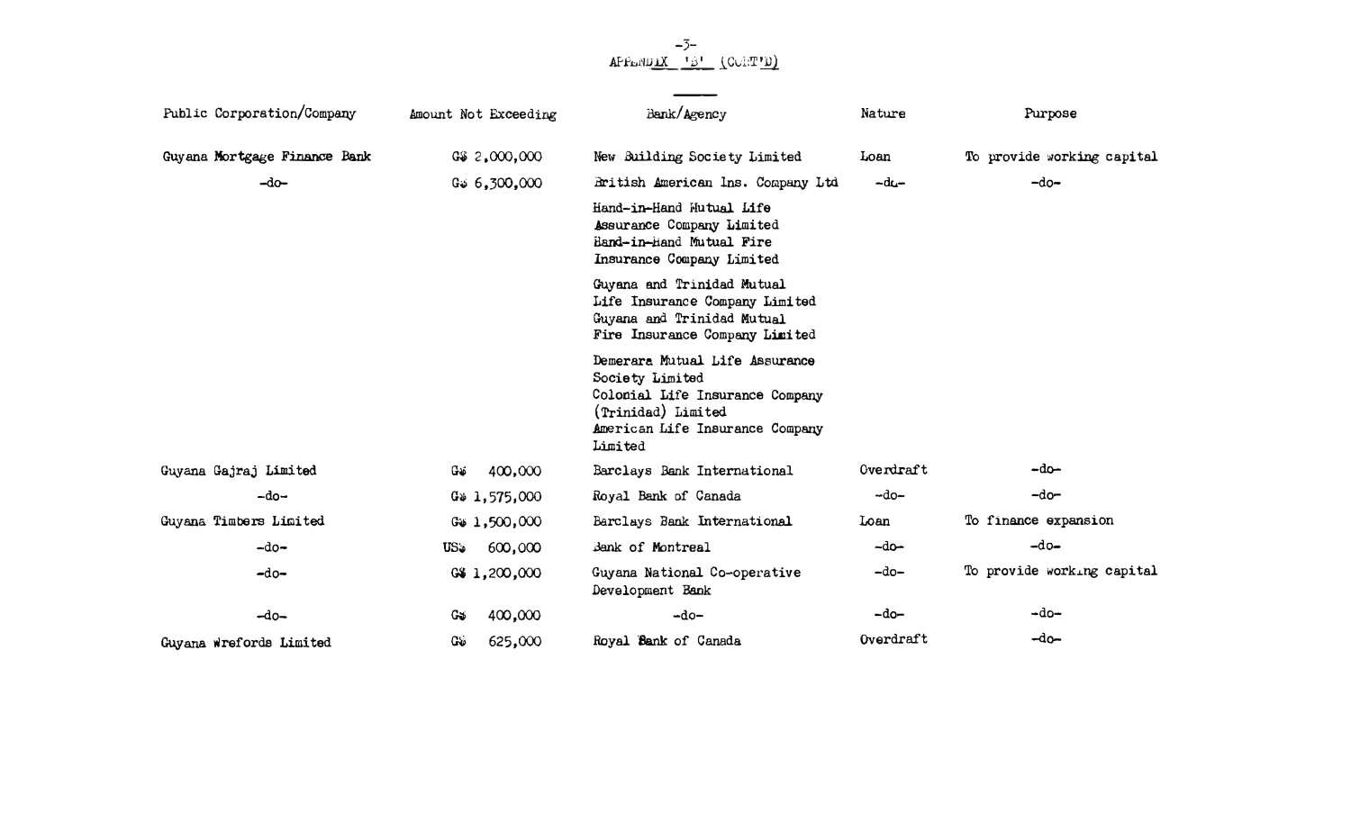APPENDIX 'B' (CONT'D)

| Public Corporation/Company | Amount Not Exceeding | Bank/Agency | Nature | Purpose |
|---|---|---|---|---|
| Guyana Mortgage Finance Bank | G$ 2,000,000 | New Building Society Limited | Loan | To provide working capital |
| -do- | G$ 6,300,000 | British American Ins. Company Ltd | -do- | -do- |
| | | Hand-in-Hand Mutual Life Assurance Company Limited<br>Hand-in-Hand Mutual Fire Insurance Company Limited | | |
| | | Guyana and Trinidad Mutual Life Insurance Company Limited<br>Guyana and Trinidad Mutual Fire Insurance Company Limited | | |
| | | Demerara Mutual Life Assurance Society Limited<br>Colonial Life Insurance Company (Trinidad) Limited<br>American Life Insurance Company Limited | | |
| Guyana Gajraj Limited | G$ 400,000 | Barclays Bank International | Overdraft | -do- |
| -do- | G$ 1,575,000 | Royal Bank of Canada | -do- | -do- |
| Guyana Timbers Limited | G$ 1,500,000 | Barclays Bank International | Loan | To finance expansion |
| -do- | US$ 600,000 | Bank of Montreal | -do- | -do- |
| -do- | G$ 1,200,000 | Guyana National Co-operative Development Bank | -do- | To provide working capital |
| -do- | G$ 400,000 | -do- | -do- | -do- |
| Guyana Wrefords Limited | G$ 625,000 | Royal Bank of Canada | Overdraft | -do- |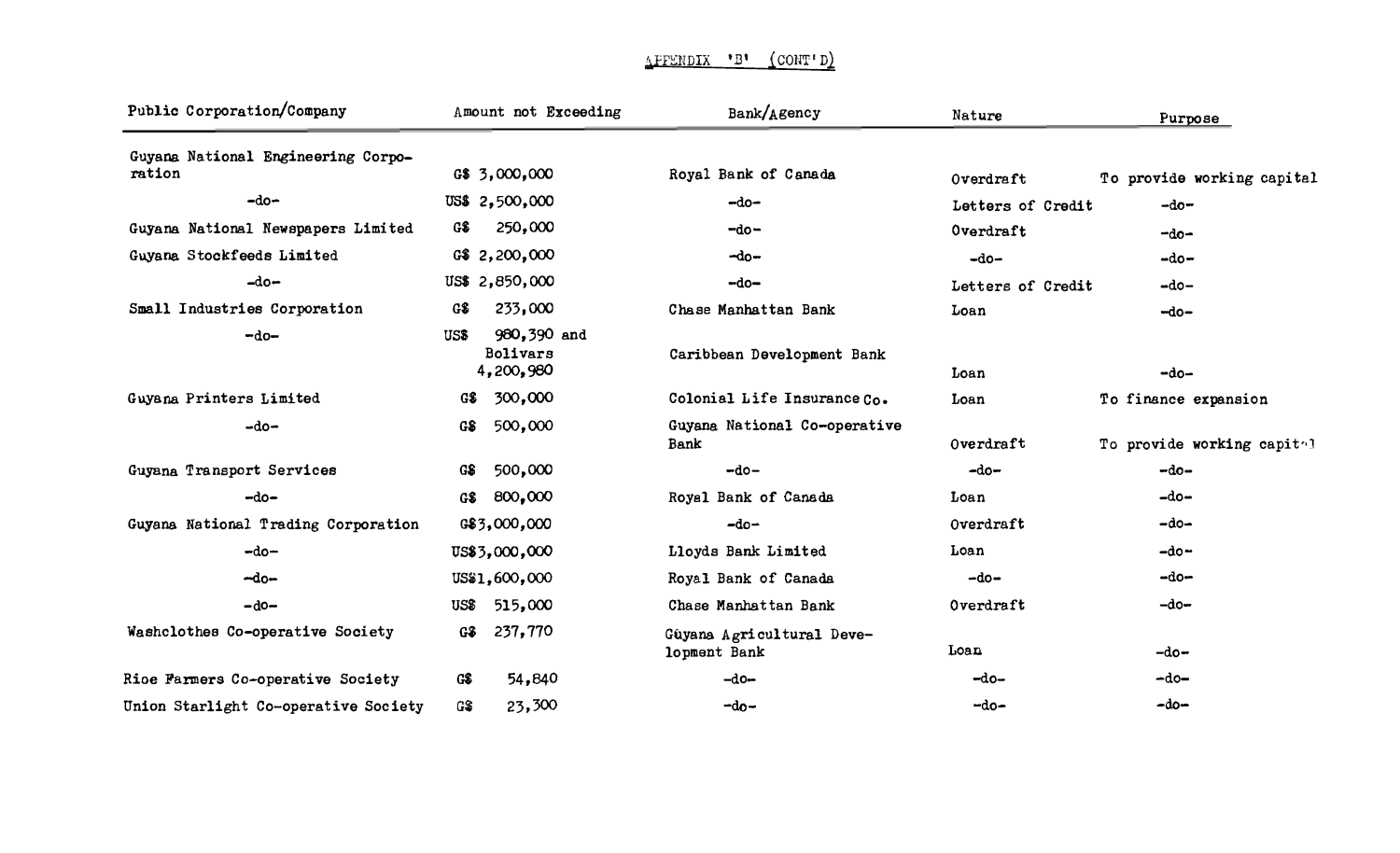APPENDIX 'B' (CONT'D)

| Public Corporation/Company | Amount not Exceeding | Bank/Agency | Nature | Purpose |
|---|---|---|---|---|
| Guyana National Engineering Corporation | G$ 3,000,000 | Royal Bank of Canada | Overdraft | To provide working capital |
| -do- | US$ 2,500,000 | -do- | Letters of Credit | -do- |
| Guyana National Newspapers Limited | G$ 250,000 | -do- | Overdraft | -do- |
| Guyana Stockfeeds Limited | G$ 2,200,000 | -do- | -do- | -do- |
| -do- | US$ 2,850,000 | -do- | Letters of Credit | -do- |
| Small Industries Corporation | G$ 233,000 | Chase Manhattan Bank | Loan | -do- |
| -do- | US$ 980,390 and Bolivars 4,200,980 | Caribbean Development Bank | Loan | -do- |
| Guyana Printers Limited | G$ 300,000 | Colonial Life Insurance Co. | Loan | To finance expansion |
| -do- | G$ 500,000 | Guyana National Co-operative Bank | Overdraft | To provide working capital |
| Guyana Transport Services | G$ 500,000 | -do- | -do- | -do- |
| -do- | G$ 800,000 | Royal Bank of Canada | Loan | -do- |
| Guyana National Trading Corporation | G$3,000,000 | -do- | Overdraft | -do- |
| -do- | US$3,000,000 | Lloyds Bank Limited | Loan | -do- |
| -do- | US$1,600,000 | Royal Bank of Canada | -do- | -do- |
| -do- | US$ 515,000 | Chase Manhattan Bank | Overdraft | -do- |
| Washclothes Co-operative Society | G$ 237,770 | Guyana Agricultural Development Bank | Loan | -do- |
| Rice Farmers Co-operative Society | G$ 54,840 | -do- | -do- | -do- |
| Union Starlight Co-operative Society | G$ 23,300 | -do- | -do- | -do- |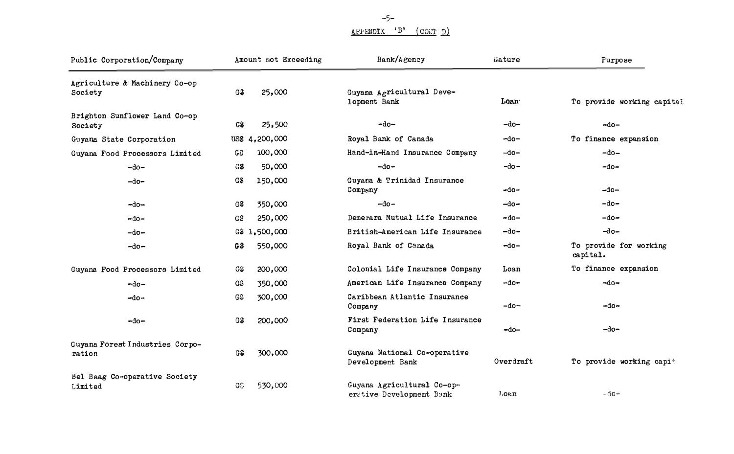## APPENDIX 'B' (CONT'D)

| Public Corporation/Company | Amount not Exceeding | Bank/Agency | Nature | Purpose |
|---|---|---|---|---|
| Agriculture & Machinery Co-op Society | G$ 25,000 | Guyana Agricultural Development Bank | **Loan** | To provide working capital |
| Brighton Sunflower Land Co-op Society | G$ 25,500 | -do- | -do- | -do- |
| Guyana State Corporation | US$ 4,200,000 | Royal Bank of Canada | -do- | To finance expansion |
| Guyana Food Processors Limited | G$ 100,000 | Hand-in-Hand Insurance Company | -do- | -do- |
| -do- | G$ 50,000 | -do- | -do- | -do- |
| -do- | G$ 150,000 | Guyana & Trinidad Insurance Company | -do- | -do- |
| -do- | G$ 350,000 | -do- | -do- | -do- |
| -do- | G$ 250,000 | Demerara Mutual Life Insurance | -do- | -do- |
| -do- | G$ 1,500,000 | British-American Life Insurance | -do- | -do- |
| -do- | G$ 550,000 | Royal Bank of Canada | -do- | To provide for working capital. |
| Guyana Food Processors Limited | G$ 200,000 | Colonial Life Insurance Company | Loan | To finance expansion |
| -do- | G$ 350,000 | American Life Insurance Company | -do- | -do- |
| -do- | G$ 300,000 | Caribbean Atlantic Insurance Company | -do- | -do- |
| -do- | G$ 200,000 | First Federation Life Insurance Company | -do- | -do- |
| Guyana Forest Industries Corporation | G$ 300,000 | Guyana National Co-operative Development Bank | Overdraft | To provide working capit |
| Bel Baag Co-operative Society Limited | G$ 530,000 | Guyana Agricultural Co-operative Development Bank | Loan | -do- |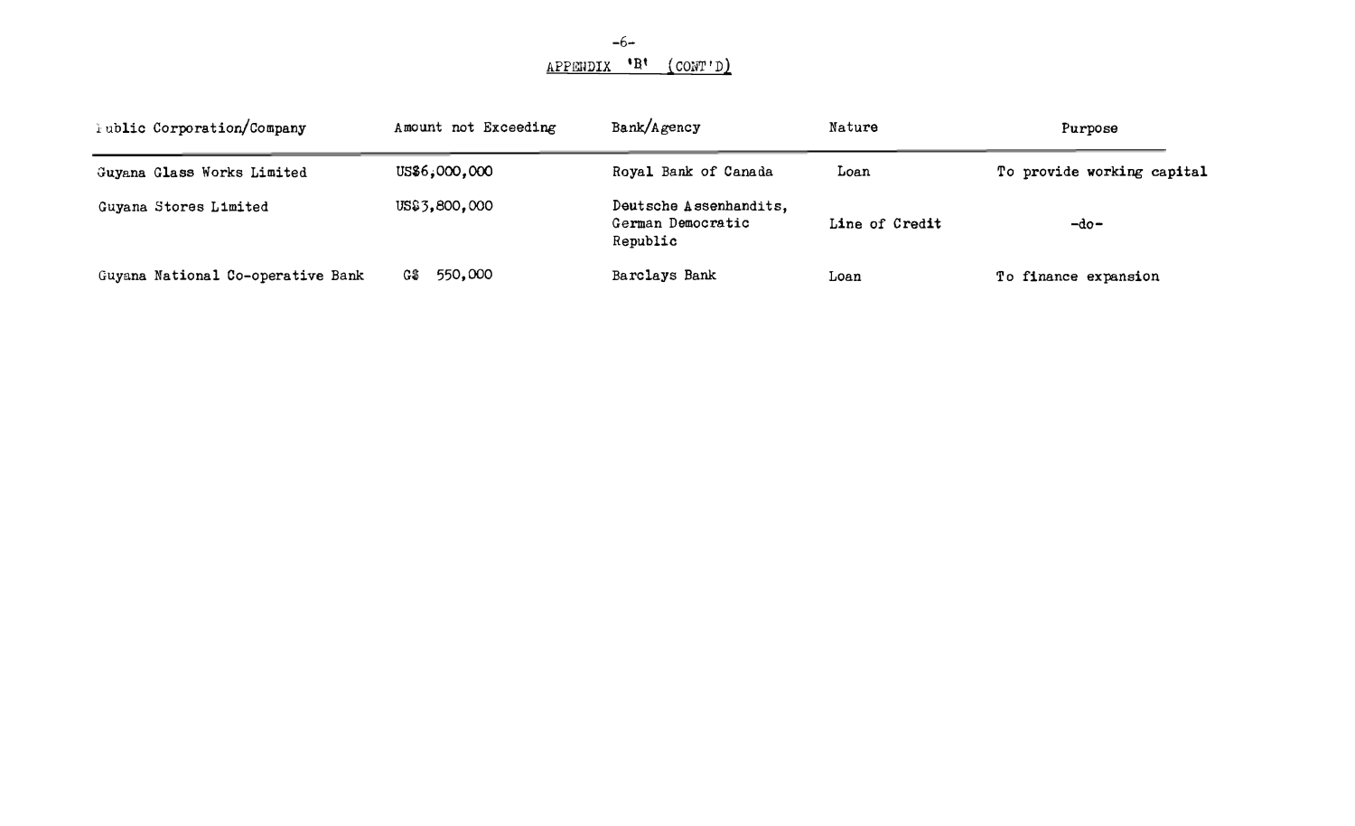## APPENDIX 'B' (CONT'D)

| Public Corporation/Company | Amount not Exceeding | Bank/Agency | Nature | Purpose |
|---|---|---|---|---|
| Guyana Glass Works Limited | US$6,000,000 | Royal Bank of Canada | Loan | To provide working capital |
| Guyana Stores Limited | US$3,800,000 | Deutsche Assenhandits, German Democratic Republic | Line of Credit | -do- |
| Guyana National Co-operative Bank | G$ 550,000 | Barclays Bank | Loan | To finance expansion |